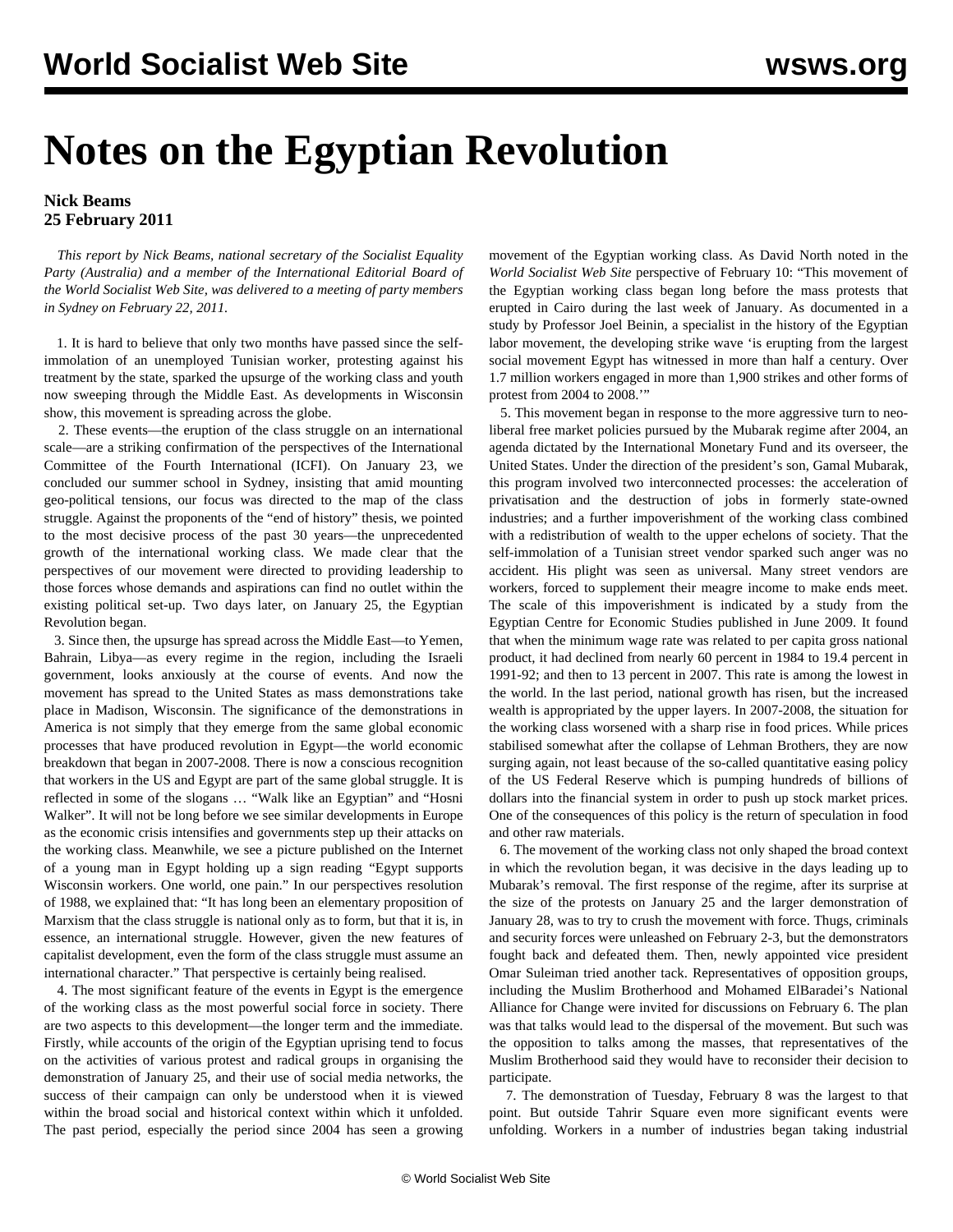# Notes on the Egyptian Revolution

**Nick Beams**
**25 February 2011**

*This report by Nick Beams, national secretary of the Socialist Equality Party (Australia) and a member of the International Editorial Board of the World Socialist Web Site, was delivered to a meeting of party members in Sydney on February 22, 2011.*

1. It is hard to believe that only two months have passed since the self-immolation of an unemployed Tunisian worker, protesting against his treatment by the state, sparked the upsurge of the working class and youth now sweeping through the Middle East. As developments in Wisconsin show, this movement is spreading across the globe.

2. These events—the eruption of the class struggle on an international scale—are a striking confirmation of the perspectives of the International Committee of the Fourth International (ICFI). On January 23, we concluded our summer school in Sydney, insisting that amid mounting geo-political tensions, our focus was directed to the map of the class struggle. Against the proponents of the "end of history" thesis, we pointed to the most decisive process of the past 30 years—the unprecedented growth of the international working class. We made clear that the perspectives of our movement were directed to providing leadership to those forces whose demands and aspirations can find no outlet within the existing political set-up. Two days later, on January 25, the Egyptian Revolution began.

3. Since then, the upsurge has spread across the Middle East—to Yemen, Bahrain, Libya—as every regime in the region, including the Israeli government, looks anxiously at the course of events. And now the movement has spread to the United States as mass demonstrations take place in Madison, Wisconsin. The significance of the demonstrations in America is not simply that they emerge from the same global economic processes that have produced revolution in Egypt—the world economic breakdown that began in 2007-2008. There is now a conscious recognition that workers in the US and Egypt are part of the same global struggle. It is reflected in some of the slogans … "Walk like an Egyptian" and "Hosni Walker". It will not be long before we see similar developments in Europe as the economic crisis intensifies and governments step up their attacks on the working class. Meanwhile, we see a picture published on the Internet of a young man in Egypt holding up a sign reading "Egypt supports Wisconsin workers. One world, one pain." In our perspectives resolution of 1988, we explained that: "It has long been an elementary proposition of Marxism that the class struggle is national only as to form, but that it is, in essence, an international struggle. However, given the new features of capitalist development, even the form of the class struggle must assume an international character." That perspective is certainly being realised.

4. The most significant feature of the events in Egypt is the emergence of the working class as the most powerful social force in society. There are two aspects to this development—the longer term and the immediate. Firstly, while accounts of the origin of the Egyptian uprising tend to focus on the activities of various protest and radical groups in organising the demonstration of January 25, and their use of social media networks, the success of their campaign can only be understood when it is viewed within the broad social and historical context within which it unfolded. The past period, especially the period since 2004 has seen a growing movement of the Egyptian working class. As David North noted in the *World Socialist Web Site* perspective of February 10: "This movement of the Egyptian working class began long before the mass protests that erupted in Cairo during the last week of January. As documented in a study by Professor Joel Beinin, a specialist in the history of the Egyptian labor movement, the developing strike wave 'is erupting from the largest social movement Egypt has witnessed in more than half a century. Over 1.7 million workers engaged in more than 1,900 strikes and other forms of protest from 2004 to 2008.'"

5. This movement began in response to the more aggressive turn to neo-liberal free market policies pursued by the Mubarak regime after 2004, an agenda dictated by the International Monetary Fund and its overseer, the United States. Under the direction of the president's son, Gamal Mubarak, this program involved two interconnected processes: the acceleration of privatisation and the destruction of jobs in formerly state-owned industries; and a further impoverishment of the working class combined with a redistribution of wealth to the upper echelons of society. That the self-immolation of a Tunisian street vendor sparked such anger was no accident. His plight was seen as universal. Many street vendors are workers, forced to supplement their meagre income to make ends meet. The scale of this impoverishment is indicated by a study from the Egyptian Centre for Economic Studies published in June 2009. It found that when the minimum wage rate was related to per capita gross national product, it had declined from nearly 60 percent in 1984 to 19.4 percent in 1991-92; and then to 13 percent in 2007. This rate is among the lowest in the world. In the last period, national growth has risen, but the increased wealth is appropriated by the upper layers. In 2007-2008, the situation for the working class worsened with a sharp rise in food prices. While prices stabilised somewhat after the collapse of Lehman Brothers, they are now surging again, not least because of the so-called quantitative easing policy of the US Federal Reserve which is pumping hundreds of billions of dollars into the financial system in order to push up stock market prices. One of the consequences of this policy is the return of speculation in food and other raw materials.

6. The movement of the working class not only shaped the broad context in which the revolution began, it was decisive in the days leading up to Mubarak's removal. The first response of the regime, after its surprise at the size of the protests on January 25 and the larger demonstration of January 28, was to try to crush the movement with force. Thugs, criminals and security forces were unleashed on February 2-3, but the demonstrators fought back and defeated them. Then, newly appointed vice president Omar Suleiman tried another tack. Representatives of opposition groups, including the Muslim Brotherhood and Mohamed ElBaradei's National Alliance for Change were invited for discussions on February 6. The plan was that talks would lead to the dispersal of the movement. But such was the opposition to talks among the masses, that representatives of the Muslim Brotherhood said they would have to reconsider their decision to participate.

7. The demonstration of Tuesday, February 8 was the largest to that point. But outside Tahrir Square even more significant events were unfolding. Workers in a number of industries began taking industrial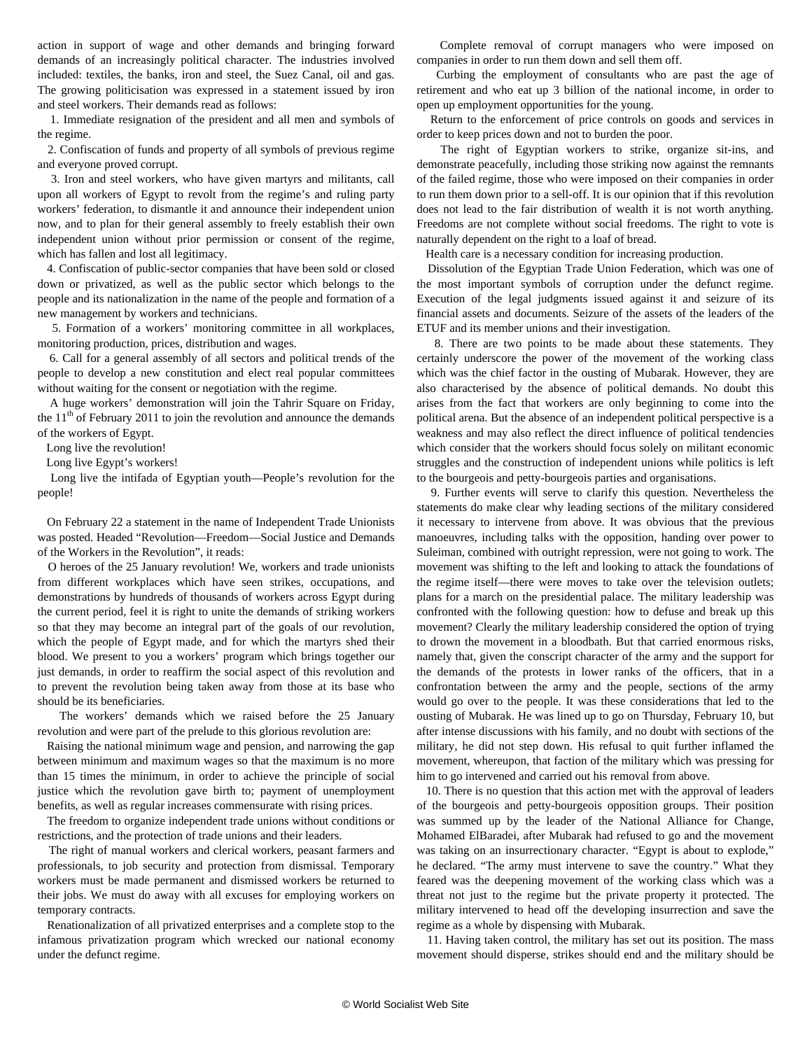action in support of wage and other demands and bringing forward demands of an increasingly political character. The industries involved included: textiles, the banks, iron and steel, the Suez Canal, oil and gas. The growing politicisation was expressed in a statement issued by iron and steel workers. Their demands read as follows:

1. Immediate resignation of the president and all men and symbols of the regime.

2. Confiscation of funds and property of all symbols of previous regime and everyone proved corrupt.

3. Iron and steel workers, who have given martyrs and militants, call upon all workers of Egypt to revolt from the regime's and ruling party workers' federation, to dismantle it and announce their independent union now, and to plan for their general assembly to freely establish their own independent union without prior permission or consent of the regime, which has fallen and lost all legitimacy.

4. Confiscation of public-sector companies that have been sold or closed down or privatized, as well as the public sector which belongs to the people and its nationalization in the name of the people and formation of a new management by workers and technicians.

5. Formation of a workers' monitoring committee in all workplaces, monitoring production, prices, distribution and wages.

6. Call for a general assembly of all sectors and political trends of the people to develop a new constitution and elect real popular committees without waiting for the consent or negotiation with the regime.

A huge workers' demonstration will join the Tahrir Square on Friday, the 11th of February 2011 to join the revolution and announce the demands of the workers of Egypt.

Long live the revolution!

Long live Egypt's workers!

Long live the intifada of Egyptian youth—People's revolution for the people!

On February 22 a statement in the name of Independent Trade Unionists was posted. Headed "Revolution—Freedom—Social Justice and Demands of the Workers in the Revolution", it reads:

O heroes of the 25 January revolution! We, workers and trade unionists from different workplaces which have seen strikes, occupations, and demonstrations by hundreds of thousands of workers across Egypt during the current period, feel it is right to unite the demands of striking workers so that they may become an integral part of the goals of our revolution, which the people of Egypt made, and for which the martyrs shed their blood. We present to you a workers' program which brings together our just demands, in order to reaffirm the social aspect of this revolution and to prevent the revolution being taken away from those at its base who should be its beneficiaries.

The workers' demands which we raised before the 25 January revolution and were part of the prelude to this glorious revolution are:

Raising the national minimum wage and pension, and narrowing the gap between minimum and maximum wages so that the maximum is no more than 15 times the minimum, in order to achieve the principle of social justice which the revolution gave birth to; payment of unemployment benefits, as well as regular increases commensurate with rising prices.

The freedom to organize independent trade unions without conditions or restrictions, and the protection of trade unions and their leaders.

The right of manual workers and clerical workers, peasant farmers and professionals, to job security and protection from dismissal. Temporary workers must be made permanent and dismissed workers be returned to their jobs. We must do away with all excuses for employing workers on temporary contracts.

Renationalization of all privatized enterprises and a complete stop to the infamous privatization program which wrecked our national economy under the defunct regime.

Complete removal of corrupt managers who were imposed on companies in order to run them down and sell them off.

Curbing the employment of consultants who are past the age of retirement and who eat up 3 billion of the national income, in order to open up employment opportunities for the young.

Return to the enforcement of price controls on goods and services in order to keep prices down and not to burden the poor.

The right of Egyptian workers to strike, organize sit-ins, and demonstrate peacefully, including those striking now against the remnants of the failed regime, those who were imposed on their companies in order to run them down prior to a sell-off. It is our opinion that if this revolution does not lead to the fair distribution of wealth it is not worth anything. Freedoms are not complete without social freedoms. The right to vote is naturally dependent on the right to a loaf of bread.

Health care is a necessary condition for increasing production.

Dissolution of the Egyptian Trade Union Federation, which was one of the most important symbols of corruption under the defunct regime. Execution of the legal judgments issued against it and seizure of its financial assets and documents. Seizure of the assets of the leaders of the ETUF and its member unions and their investigation.

8. There are two points to be made about these statements. They certainly underscore the power of the movement of the working class which was the chief factor in the ousting of Mubarak. However, they are also characterised by the absence of political demands. No doubt this arises from the fact that workers are only beginning to come into the political arena. But the absence of an independent political perspective is a weakness and may also reflect the direct influence of political tendencies which consider that the workers should focus solely on militant economic struggles and the construction of independent unions while politics is left to the bourgeois and petty-bourgeois parties and organisations.

9. Further events will serve to clarify this question. Nevertheless the statements do make clear why leading sections of the military considered it necessary to intervene from above. It was obvious that the previous manoeuvres, including talks with the opposition, handing over power to Suleiman, combined with outright repression, were not going to work. The movement was shifting to the left and looking to attack the foundations of the regime itself—there were moves to take over the television outlets; plans for a march on the presidential palace. The military leadership was confronted with the following question: how to defuse and break up this movement? Clearly the military leadership considered the option of trying to drown the movement in a bloodbath. But that carried enormous risks, namely that, given the conscript character of the army and the support for the demands of the protests in lower ranks of the officers, that in a confrontation between the army and the people, sections of the army would go over to the people. It was these considerations that led to the ousting of Mubarak. He was lined up to go on Thursday, February 10, but after intense discussions with his family, and no doubt with sections of the military, he did not step down. His refusal to quit further inflamed the movement, whereupon, that faction of the military which was pressing for him to go intervened and carried out his removal from above.

10. There is no question that this action met with the approval of leaders of the bourgeois and petty-bourgeois opposition groups. Their position was summed up by the leader of the National Alliance for Change, Mohamed ElBaradei, after Mubarak had refused to go and the movement was taking on an insurrectionary character. "Egypt is about to explode," he declared. "The army must intervene to save the country." What they feared was the deepening movement of the working class which was a threat not just to the regime but the private property it protected. The military intervened to head off the developing insurrection and save the regime as a whole by dispensing with Mubarak.

11. Having taken control, the military has set out its position. The mass movement should disperse, strikes should end and the military should be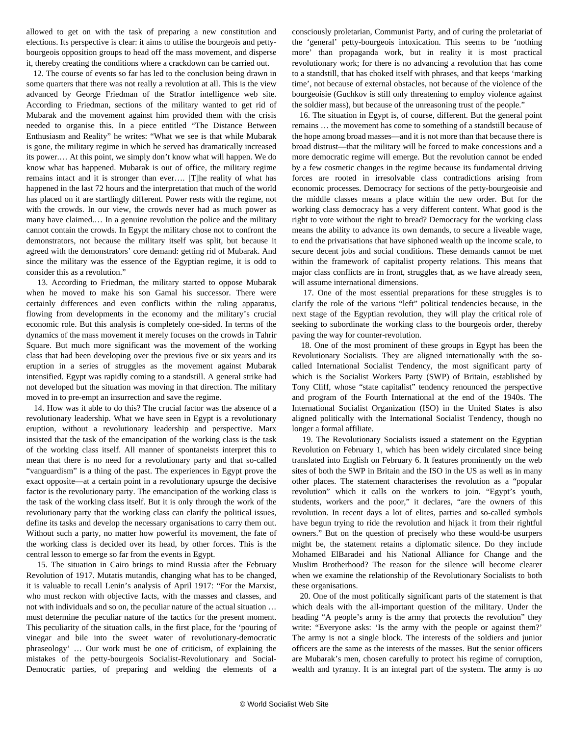allowed to get on with the task of preparing a new constitution and elections. Its perspective is clear: it aims to utilise the bourgeois and petty-bourgeois opposition groups to head off the mass movement, and disperse it, thereby creating the conditions where a crackdown can be carried out.

12. The course of events so far has led to the conclusion being drawn in some quarters that there was not really a revolution at all. This is the view advanced by George Friedman of the Stratfor intelligence web site. According to Friedman, sections of the military wanted to get rid of Mubarak and the movement against him provided them with the crisis needed to organise this. In a piece entitled "The Distance Between Enthusiasm and Reality" he writes: "What we see is that while Mubarak is gone, the military regime in which he served has dramatically increased its power.… At this point, we simply don't know what will happen. We do know what has happened. Mubarak is out of office, the military regime remains intact and it is stronger than ever…. [T]he reality of what has happened in the last 72 hours and the interpretation that much of the world has placed on it are startlingly different. Power rests with the regime, not with the crowds. In our view, the crowds never had as much power as many have claimed.… In a genuine revolution the police and the military cannot contain the crowds. In Egypt the military chose not to confront the demonstrators, not because the military itself was split, but because it agreed with the demonstrators' core demand: getting rid of Mubarak. And since the military was the essence of the Egyptian regime, it is odd to consider this as a revolution."

13. According to Friedman, the military started to oppose Mubarak when he moved to make his son Gamal his successor. There were certainly differences and even conflicts within the ruling apparatus, flowing from developments in the economy and the military's crucial economic role. But this analysis is completely one-sided. In terms of the dynamics of the mass movement it merely focuses on the crowds in Tahrir Square. But much more significant was the movement of the working class that had been developing over the previous five or six years and its eruption in a series of struggles as the movement against Mubarak intensified. Egypt was rapidly coming to a standstill. A general strike had not developed but the situation was moving in that direction. The military moved in to pre-empt an insurrection and save the regime.

14. How was it able to do this? The crucial factor was the absence of a revolutionary leadership. What we have seen in Egypt is a revolutionary eruption, without a revolutionary leadership and perspective. Marx insisted that the task of the emancipation of the working class is the task of the working class itself. All manner of spontaneists interpret this to mean that there is no need for a revolutionary party and that so-called "vanguardism" is a thing of the past. The experiences in Egypt prove the exact opposite—at a certain point in a revolutionary upsurge the decisive factor is the revolutionary party. The emancipation of the working class is the task of the working class itself. But it is only through the work of the revolutionary party that the working class can clarify the political issues, define its tasks and develop the necessary organisations to carry them out. Without such a party, no matter how powerful its movement, the fate of the working class is decided over its head, by other forces. This is the central lesson to emerge so far from the events in Egypt.

15. The situation in Cairo brings to mind Russia after the February Revolution of 1917. Mutatis mutandis, changing what has to be changed, it is valuable to recall Lenin's analysis of April 1917: "For the Marxist, who must reckon with objective facts, with the masses and classes, and not with individuals and so on, the peculiar nature of the actual situation … must determine the peculiar nature of the tactics for the present moment. This peculiarity of the situation calls, in the first place, for the 'pouring of vinegar and bile into the sweet water of revolutionary-democratic phraseology' … Our work must be one of criticism, of explaining the mistakes of the petty-bourgeois Socialist-Revolutionary and Social-Democratic parties, of preparing and welding the elements of a consciously proletarian, Communist Party, and of curing the proletariat of the 'general' petty-bourgeois intoxication. This seems to be 'nothing more' than propaganda work, but in reality it is most practical revolutionary work; for there is no advancing a revolution that has come to a standstill, that has choked itself with phrases, and that keeps 'marking time', not because of external obstacles, not because of the violence of the bourgeoisie (Guchkov is still only threatening to employ violence against the soldier mass), but because of the unreasoning trust of the people."

16. The situation in Egypt is, of course, different. But the general point remains … the movement has come to something of a standstill because of the hope among broad masses—and it is not more than that because there is broad distrust—that the military will be forced to make concessions and a more democratic regime will emerge. But the revolution cannot be ended by a few cosmetic changes in the regime because its fundamental driving forces are rooted in irresolvable class contradictions arising from economic processes. Democracy for sections of the petty-bourgeoisie and the middle classes means a place within the new order. But for the working class democracy has a very different content. What good is the right to vote without the right to bread? Democracy for the working class means the ability to advance its own demands, to secure a liveable wage, to end the privatisations that have siphoned wealth up the income scale, to secure decent jobs and social conditions. These demands cannot be met within the framework of capitalist property relations. This means that major class conflicts are in front, struggles that, as we have already seen, will assume international dimensions.

17. One of the most essential preparations for these struggles is to clarify the role of the various "left" political tendencies because, in the next stage of the Egyptian revolution, they will play the critical role of seeking to subordinate the working class to the bourgeois order, thereby paving the way for counter-revolution.

18. One of the most prominent of these groups in Egypt has been the Revolutionary Socialists. They are aligned internationally with the so-called International Socialist Tendency, the most significant party of which is the Socialist Workers Party (SWP) of Britain, established by Tony Cliff, whose "state capitalist" tendency renounced the perspective and program of the Fourth International at the end of the 1940s. The International Socialist Organization (ISO) in the United States is also aligned politically with the International Socialist Tendency, though no longer a formal affiliate.

19. The Revolutionary Socialists issued a statement on the Egyptian Revolution on February 1, which has been widely circulated since being translated into English on February 6. It features prominently on the web sites of both the SWP in Britain and the ISO in the US as well as in many other places. The statement characterises the revolution as a "popular revolution" which it calls on the workers to join. "Egypt's youth, students, workers and the poor," it declares, "are the owners of this revolution. In recent days a lot of elites, parties and so-called symbols have begun trying to ride the revolution and hijack it from their rightful owners." But on the question of precisely who these would-be usurpers might be, the statement retains a diplomatic silence. Do they include Mohamed ElBaradei and his National Alliance for Change and the Muslim Brotherhood? The reason for the silence will become clearer when we examine the relationship of the Revolutionary Socialists to both these organisations.

20. One of the most politically significant parts of the statement is that which deals with the all-important question of the military. Under the heading "A people's army is the army that protects the revolution" they write: "Everyone asks: 'Is the army with the people or against them?' The army is not a single block. The interests of the soldiers and junior officers are the same as the interests of the masses. But the senior officers are Mubarak's men, chosen carefully to protect his regime of corruption, wealth and tyranny. It is an integral part of the system. The army is no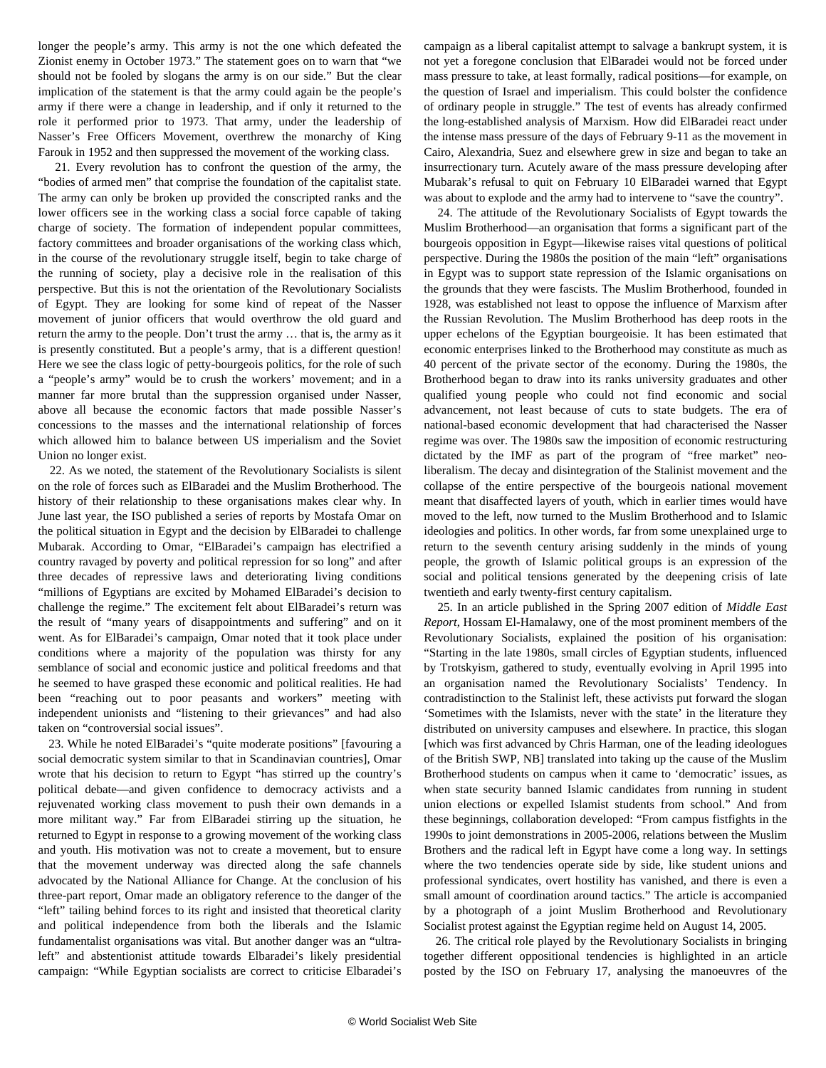longer the people's army. This army is not the one which defeated the Zionist enemy in October 1973." The statement goes on to warn that "we should not be fooled by slogans the army is on our side." But the clear implication of the statement is that the army could again be the people's army if there were a change in leadership, and if only it returned to the role it performed prior to 1973. That army, under the leadership of Nasser's Free Officers Movement, overthrew the monarchy of King Farouk in 1952 and then suppressed the movement of the working class.

21. Every revolution has to confront the question of the army, the "bodies of armed men" that comprise the foundation of the capitalist state. The army can only be broken up provided the conscripted ranks and the lower officers see in the working class a social force capable of taking charge of society. The formation of independent popular committees, factory committees and broader organisations of the working class which, in the course of the revolutionary struggle itself, begin to take charge of the running of society, play a decisive role in the realisation of this perspective. But this is not the orientation of the Revolutionary Socialists of Egypt. They are looking for some kind of repeat of the Nasser movement of junior officers that would overthrow the old guard and return the army to the people. Don't trust the army … that is, the army as it is presently constituted. But a people's army, that is a different question! Here we see the class logic of petty-bourgeois politics, for the role of such a "people's army" would be to crush the workers' movement; and in a manner far more brutal than the suppression organised under Nasser, above all because the economic factors that made possible Nasser's concessions to the masses and the international relationship of forces which allowed him to balance between US imperialism and the Soviet Union no longer exist.

22. As we noted, the statement of the Revolutionary Socialists is silent on the role of forces such as ElBaradei and the Muslim Brotherhood. The history of their relationship to these organisations makes clear why. In June last year, the ISO published a series of reports by Mostafa Omar on the political situation in Egypt and the decision by ElBaradei to challenge Mubarak. According to Omar, "ElBaradei's campaign has electrified a country ravaged by poverty and political repression for so long" and after three decades of repressive laws and deteriorating living conditions "millions of Egyptians are excited by Mohamed ElBaradei's decision to challenge the regime." The excitement felt about ElBaradei's return was the result of "many years of disappointments and suffering" and on it went. As for ElBaradei's campaign, Omar noted that it took place under conditions where a majority of the population was thirsty for any semblance of social and economic justice and political freedoms and that he seemed to have grasped these economic and political realities. He had been "reaching out to poor peasants and workers" meeting with independent unionists and "listening to their grievances" and had also taken on "controversial social issues".

23. While he noted ElBaradei's "quite moderate positions" [favouring a social democratic system similar to that in Scandinavian countries], Omar wrote that his decision to return to Egypt "has stirred up the country's political debate—and given confidence to democracy activists and a rejuvenated working class movement to push their own demands in a more militant way." Far from ElBaradei stirring up the situation, he returned to Egypt in response to a growing movement of the working class and youth. His motivation was not to create a movement, but to ensure that the movement underway was directed along the safe channels advocated by the National Alliance for Change. At the conclusion of his three-part report, Omar made an obligatory reference to the danger of the "left" tailing behind forces to its right and insisted that theoretical clarity and political independence from both the liberals and the Islamic fundamentalist organisations was vital. But another danger was an "ultra-left" and abstentionist attitude towards Elbaradei's likely presidential campaign: "While Egyptian socialists are correct to criticise Elbaradei's campaign as a liberal capitalist attempt to salvage a bankrupt system, it is not yet a foregone conclusion that ElBaradei would not be forced under mass pressure to take, at least formally, radical positions—for example, on the question of Israel and imperialism. This could bolster the confidence of ordinary people in struggle." The test of events has already confirmed the long-established analysis of Marxism. How did ElBaradei react under the intense mass pressure of the days of February 9-11 as the movement in Cairo, Alexandria, Suez and elsewhere grew in size and began to take an insurrectionary turn. Acutely aware of the mass pressure developing after Mubarak's refusal to quit on February 10 ElBaradei warned that Egypt was about to explode and the army had to intervene to "save the country".

24. The attitude of the Revolutionary Socialists of Egypt towards the Muslim Brotherhood—an organisation that forms a significant part of the bourgeois opposition in Egypt—likewise raises vital questions of political perspective. During the 1980s the position of the main "left" organisations in Egypt was to support state repression of the Islamic organisations on the grounds that they were fascists. The Muslim Brotherhood, founded in 1928, was established not least to oppose the influence of Marxism after the Russian Revolution. The Muslim Brotherhood has deep roots in the upper echelons of the Egyptian bourgeoisie. It has been estimated that economic enterprises linked to the Brotherhood may constitute as much as 40 percent of the private sector of the economy. During the 1980s, the Brotherhood began to draw into its ranks university graduates and other qualified young people who could not find economic and social advancement, not least because of cuts to state budgets. The era of national-based economic development that had characterised the Nasser regime was over. The 1980s saw the imposition of economic restructuring dictated by the IMF as part of the program of "free market" neo-liberalism. The decay and disintegration of the Stalinist movement and the collapse of the entire perspective of the bourgeois national movement meant that disaffected layers of youth, which in earlier times would have moved to the left, now turned to the Muslim Brotherhood and to Islamic ideologies and politics. In other words, far from some unexplained urge to return to the seventh century arising suddenly in the minds of young people, the growth of Islamic political groups is an expression of the social and political tensions generated by the deepening crisis of late twentieth and early twenty-first century capitalism.

25. In an article published in the Spring 2007 edition of *Middle East Report*, Hossam El-Hamalawy, one of the most prominent members of the Revolutionary Socialists, explained the position of his organisation: "Starting in the late 1980s, small circles of Egyptian students, influenced by Trotskyism, gathered to study, eventually evolving in April 1995 into an organisation named the Revolutionary Socialists' Tendency. In contradistinction to the Stalinist left, these activists put forward the slogan 'Sometimes with the Islamists, never with the state' in the literature they distributed on university campuses and elsewhere. In practice, this slogan [which was first advanced by Chris Harman, one of the leading ideologues of the British SWP, NB] translated into taking up the cause of the Muslim Brotherhood students on campus when it came to 'democratic' issues, as when state security banned Islamic candidates from running in student union elections or expelled Islamist students from school." And from these beginnings, collaboration developed: "From campus fistfights in the 1990s to joint demonstrations in 2005-2006, relations between the Muslim Brothers and the radical left in Egypt have come a long way. In settings where the two tendencies operate side by side, like student unions and professional syndicates, overt hostility has vanished, and there is even a small amount of coordination around tactics." The article is accompanied by a photograph of a joint Muslim Brotherhood and Revolutionary Socialist protest against the Egyptian regime held on August 14, 2005.

26. The critical role played by the Revolutionary Socialists in bringing together different oppositional tendencies is highlighted in an article posted by the ISO on February 17, analysing the manoeuvres of the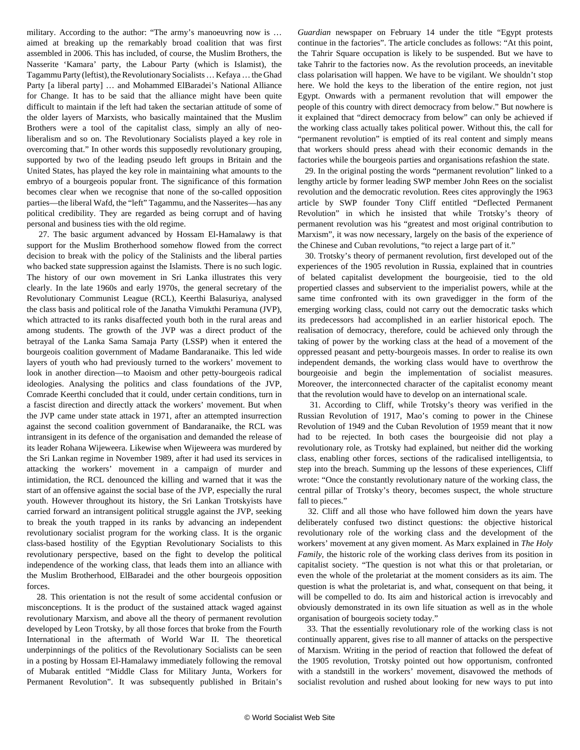military. According to the author: "The army's manoeuvring now is … aimed at breaking up the remarkably broad coalition that was first assembled in 2006. This has included, of course, the Muslim Brothers, the Nasserite 'Kamara' party, the Labour Party (which is Islamist), the Tagammu Party (leftist), the Revolutionary Socialists … Kefaya … the Ghad Party [a liberal party] … and Mohammed ElBaradei's National Alliance for Change. It has to be said that the alliance might have been quite difficult to maintain if the left had taken the sectarian attitude of some of the older layers of Marxists, who basically maintained that the Muslim Brothers were a tool of the capitalist class, simply an ally of neo-liberalism and so on. The Revolutionary Socialists played a key role in overcoming that." In other words this supposedly revolutionary grouping, supported by two of the leading pseudo left groups in Britain and the United States, has played the key role in maintaining what amounts to the embryo of a bourgeois popular front. The significance of this formation becomes clear when we recognise that none of the so-called opposition parties—the liberal Wafd, the "left" Tagammu, and the Nasserites—has any political credibility. They are regarded as being corrupt and of having personal and business ties with the old regime.

27. The basic argument advanced by Hossam El-Hamalawy is that support for the Muslim Brotherhood somehow flowed from the correct decision to break with the policy of the Stalinists and the liberal parties who backed state suppression against the Islamists. There is no such logic. The history of our own movement in Sri Lanka illustrates this very clearly. In the late 1960s and early 1970s, the general secretary of the Revolutionary Communist League (RCL), Keerthi Balasuriya, analysed the class basis and political role of the Janatha Vimukthi Peramuna (JVP), which attracted to its ranks disaffected youth both in the rural areas and among students. The growth of the JVP was a direct product of the betrayal of the Lanka Sama Samaja Party (LSSP) when it entered the bourgeois coalition government of Madame Bandaranaike. This led wide layers of youth who had previously turned to the workers' movement to look in another direction—to Maoism and other petty-bourgeois radical ideologies. Analysing the politics and class foundations of the JVP, Comrade Keerthi concluded that it could, under certain conditions, turn in a fascist direction and directly attack the workers' movement. But when the JVP came under state attack in 1971, after an attempted insurrection against the second coalition government of Bandaranaike, the RCL was intransigent in its defence of the organisation and demanded the release of its leader Rohana Wijeweera. Likewise when Wijeweera was murdered by the Sri Lankan regime in November 1989, after it had used its services in attacking the workers' movement in a campaign of murder and intimidation, the RCL denounced the killing and warned that it was the start of an offensive against the social base of the JVP, especially the rural youth. However throughout its history, the Sri Lankan Trotskyists have carried forward an intransigent political struggle against the JVP, seeking to break the youth trapped in its ranks by advancing an independent revolutionary socialist program for the working class. It is the organic class-based hostility of the Egyptian Revolutionary Socialists to this revolutionary perspective, based on the fight to develop the political independence of the working class, that leads them into an alliance with the Muslim Brotherhood, ElBaradei and the other bourgeois opposition forces.

28. This orientation is not the result of some accidental confusion or misconceptions. It is the product of the sustained attack waged against revolutionary Marxism, and above all the theory of permanent revolution developed by Leon Trotsky, by all those forces that broke from the Fourth International in the aftermath of World War II. The theoretical underpinnings of the politics of the Revolutionary Socialists can be seen in a posting by Hossam El-Hamalawy immediately following the removal of Mubarak entitled "Middle Class for Military Junta, Workers for Permanent Revolution". It was subsequently published in Britain's *Guardian* newspaper on February 14 under the title "Egypt protests continue in the factories". The article concludes as follows: "At this point, the Tahrir Square occupation is likely to be suspended. But we have to take Tahrir to the factories now. As the revolution proceeds, an inevitable class polarisation will happen. We have to be vigilant. We shouldn't stop here. We hold the keys to the liberation of the entire region, not just Egypt. Onwards with a permanent revolution that will empower the people of this country with direct democracy from below." But nowhere is it explained that "direct democracy from below" can only be achieved if the working class actually takes political power. Without this, the call for "permanent revolution" is emptied of its real content and simply means that workers should press ahead with their economic demands in the factories while the bourgeois parties and organisations refashion the state.

29. In the original posting the words "permanent revolution" linked to a lengthy article by former leading SWP member John Rees on the socialist revolution and the democratic revolution. Rees cites approvingly the 1963 article by SWP founder Tony Cliff entitled "Deflected Permanent Revolution" in which he insisted that while Trotsky's theory of permanent revolution was his "greatest and most original contribution to Marxism", it was now necessary, largely on the basis of the experience of the Chinese and Cuban revolutions, "to reject a large part of it."

30. Trotsky's theory of permanent revolution, first developed out of the experiences of the 1905 revolution in Russia, explained that in countries of belated capitalist development the bourgeoisie, tied to the old propertied classes and subservient to the imperialist powers, while at the same time confronted with its own gravedigger in the form of the emerging working class, could not carry out the democratic tasks which its predecessors had accomplished in an earlier historical epoch. The realisation of democracy, therefore, could be achieved only through the taking of power by the working class at the head of a movement of the oppressed peasant and petty-bourgeois masses. In order to realise its own independent demands, the working class would have to overthrow the bourgeoisie and begin the implementation of socialist measures. Moreover, the interconnected character of the capitalist economy meant that the revolution would have to develop on an international scale.

31. According to Cliff, while Trotsky's theory was verified in the Russian Revolution of 1917, Mao's coming to power in the Chinese Revolution of 1949 and the Cuban Revolution of 1959 meant that it now had to be rejected. In both cases the bourgeoisie did not play a revolutionary role, as Trotsky had explained, but neither did the working class, enabling other forces, sections of the radicalised intelligentsia, to step into the breach. Summing up the lessons of these experiences, Cliff wrote: "Once the constantly revolutionary nature of the working class, the central pillar of Trotsky's theory, becomes suspect, the whole structure fall to pieces."

32. Cliff and all those who have followed him down the years have deliberately confused two distinct questions: the objective historical revolutionary role of the working class and the development of the workers' movement at any given moment. As Marx explained in *The Holy Family*, the historic role of the working class derives from its position in capitalist society. "The question is not what this or that proletarian, or even the whole of the proletariat at the moment considers as its aim. The question is what the proletariat is, and what, consequent on that being, it will be compelled to do. Its aim and historical action is irrevocably and obviously demonstrated in its own life situation as well as in the whole organisation of bourgeois society today."

33. That the essentially revolutionary role of the working class is not continually apparent, gives rise to all manner of attacks on the perspective of Marxism. Writing in the period of reaction that followed the defeat of the 1905 revolution, Trotsky pointed out how opportunism, confronted with a standstill in the workers' movement, disavowed the methods of socialist revolution and rushed about looking for new ways to put into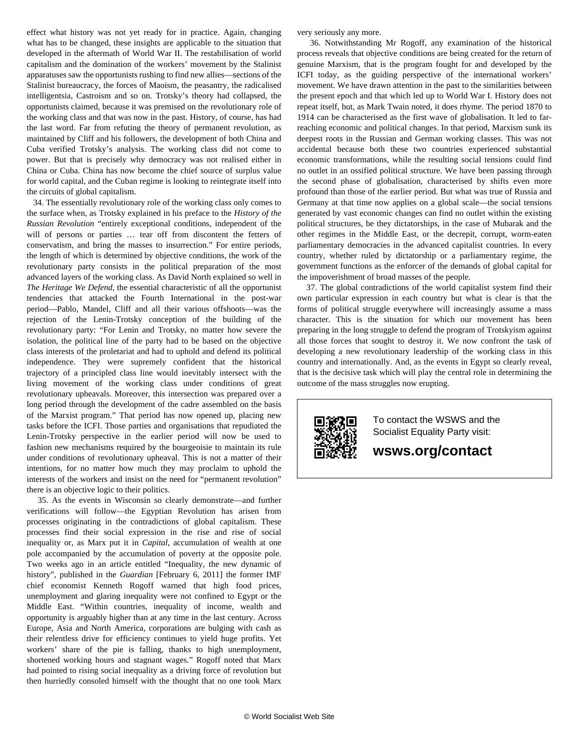effect what history was not yet ready for in practice. Again, changing what has to be changed, these insights are applicable to the situation that developed in the aftermath of World War II. The restabilisation of world capitalism and the domination of the workers' movement by the Stalinist apparatuses saw the opportunists rushing to find new allies—sections of the Stalinist bureaucracy, the forces of Maoism, the peasantry, the radicalised intelligentsia, Castroism and so on. Trotsky's theory had collapsed, the opportunists claimed, because it was premised on the revolutionary role of the working class and that was now in the past. History, of course, has had the last word. Far from refuting the theory of permanent revolution, as maintained by Cliff and his followers, the development of both China and Cuba verified Trotsky's analysis. The working class did not come to power. But that is precisely why democracy was not realised either in China or Cuba. China has now become the chief source of surplus value for world capital, and the Cuban regime is looking to reintegrate itself into the circuits of global capitalism.

34. The essentially revolutionary role of the working class only comes to the surface when, as Trotsky explained in his preface to the *History of the Russian Revolution* "entirely exceptional conditions, independent of the will of persons or parties … tear off from discontent the fetters of conservatism, and bring the masses to insurrection." For entire periods, the length of which is determined by objective conditions, the work of the revolutionary party consists in the political preparation of the most advanced layers of the working class. As David North explained so well in *The Heritage We Defend*, the essential characteristic of all the opportunist tendencies that attacked the Fourth International in the post-war period—Pablo, Mandel, Cliff and all their various offshoots—was the rejection of the Lenin-Trotsky conception of the building of the revolutionary party: "For Lenin and Trotsky, no matter how severe the isolation, the political line of the party had to be based on the objective class interests of the proletariat and had to uphold and defend its political independence. They were supremely confident that the historical trajectory of a principled class line would inevitably intersect with the living movement of the working class under conditions of great revolutionary upheavals. Moreover, this intersection was prepared over a long period through the development of the cadre assembled on the basis of the Marxist program." That period has now opened up, placing new tasks before the ICFI. Those parties and organisations that repudiated the Lenin-Trotsky perspective in the earlier period will now be used to fashion new mechanisms required by the bourgeoisie to maintain its rule under conditions of revolutionary upheaval. This is not a matter of their intentions, for no matter how much they may proclaim to uphold the interests of the workers and insist on the need for "permanent revolution" there is an objective logic to their politics.

35. As the events in Wisconsin so clearly demonstrate—and further verifications will follow—the Egyptian Revolution has arisen from processes originating in the contradictions of global capitalism. These processes find their social expression in the rise and rise of social inequality or, as Marx put it in *Capital*, accumulation of wealth at one pole accompanied by the accumulation of poverty at the opposite pole. Two weeks ago in an article entitled "Inequality, the new dynamic of history", published in the *Guardian* [February 6, 2011] the former IMF chief economist Kenneth Rogoff warned that high food prices, unemployment and glaring inequality were not confined to Egypt or the Middle East. "Within countries, inequality of income, wealth and opportunity is arguably higher than at any time in the last century. Across Europe, Asia and North America, corporations are bulging with cash as their relentless drive for efficiency continues to yield huge profits. Yet workers' share of the pie is falling, thanks to high unemployment, shortened working hours and stagnant wages." Rogoff noted that Marx had pointed to rising social inequality as a driving force of revolution but then hurriedly consoled himself with the thought that no one took Marx very seriously any more.

36. Notwithstanding Mr Rogoff, any examination of the historical process reveals that objective conditions are being created for the return of genuine Marxism, that is the program fought for and developed by the ICFI today, as the guiding perspective of the international workers' movement. We have drawn attention in the past to the similarities between the present epoch and that which led up to World War I. History does not repeat itself, but, as Mark Twain noted, it does rhyme. The period 1870 to 1914 can be characterised as the first wave of globalisation. It led to far-reaching economic and political changes. In that period, Marxism sunk its deepest roots in the Russian and German working classes. This was not accidental because both these two countries experienced substantial economic transformations, while the resulting social tensions could find no outlet in an ossified political structure. We have been passing through the second phase of globalisation, characterised by shifts even more profound than those of the earlier period. But what was true of Russia and Germany at that time now applies on a global scale—the social tensions generated by vast economic changes can find no outlet within the existing political structures, be they dictatorships, in the case of Mubarak and the other regimes in the Middle East, or the decrepit, corrupt, worm-eaten parliamentary democracies in the advanced capitalist countries. In every country, whether ruled by dictatorship or a parliamentary regime, the government functions as the enforcer of the demands of global capital for the impoverishment of broad masses of the people.

37. The global contradictions of the world capitalist system find their own particular expression in each country but what is clear is that the forms of political struggle everywhere will increasingly assume a mass character. This is the situation for which our movement has been preparing in the long struggle to defend the program of Trotskyism against all those forces that sought to destroy it. We now confront the task of developing a new revolutionary leadership of the working class in this country and internationally. And, as the events in Egypt so clearly reveal, that is the decisive task which will play the central role in determining the outcome of the mass struggles now erupting.

To contact the WSWS and the Socialist Equality Party visit:

**wsws.org/contact**